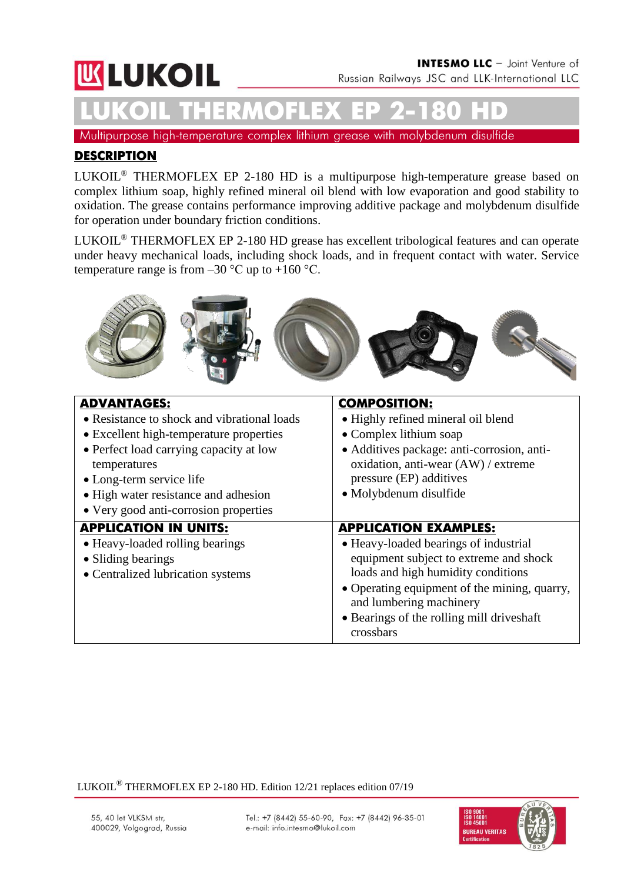LUKOIL

**INTESMO LLC** – Joint Venture of Russian Railways JSC and LLK-International LLC

# LUKOIL THERMOFLEX EP 2-180 HD

Multipurpose high-temperature complex lithium grease with molybdenum disulfide

## DESCRIPTION

LUKOIL® THERMOFLEX EP 2-180 HD is a multipurpose high-temperature grease based on complex lithium soap, highly refined mineral oil blend with low evaporation and good stability to oxidation. The grease contains performance improving additive package and molybdenum disulfide for operation under boundary friction conditions.

LUKOIL® THERMOFLEX EP 2-180 HD grease has excellent tribological features and can operate under heavy mechanical loads, including shock loads, and in frequent contact with water. Service temperature range is from –30 °C up to +160 °C.

| ADVANTAGES: | COMPOSITION: |
| --- | --- |
| • Resistance to shock and vibrational loads<br>• Excellent high-temperature properties<br>• Perfect load carrying capacity at low temperatures<br>• Long-term service life<br>• High water resistance and adhesion<br>• Very good anti-corrosion properties | • Highly refined mineral oil blend<br>• Complex lithium soap<br>• Additives package: anti-corrosion, anti-oxidation, anti-wear (AW) / extreme pressure (EP) additives<br>• Molybdenum disulfide |
| **APPLICATION IN UNITS:** | **APPLICATION EXAMPLES:** |
| • Heavy-loaded rolling bearings<br>• Sliding bearings<br>• Centralized lubrication systems | • Heavy-loaded bearings of industrial equipment subject to extreme and shock loads and high humidity conditions<br>• Operating equipment of the mining, quarry, and lumbering machinery<br>• Bearings of the rolling mill driveshaft crossbars |

LUKOIL® THERMOFLEX EP 2-180 HD. Edition 12/21 replaces edition 07/19

55, 40 let VLKSM str, 400029, Volgograd, Russia

Tel.: +7 (8442) 55-60-90, Fax: +7 (8442) 96-35-01
e-mail: info.intesmo@lukoil.com

ISO 9001 ISO 14001 ISO 45001 BUREAU VERITAS Certification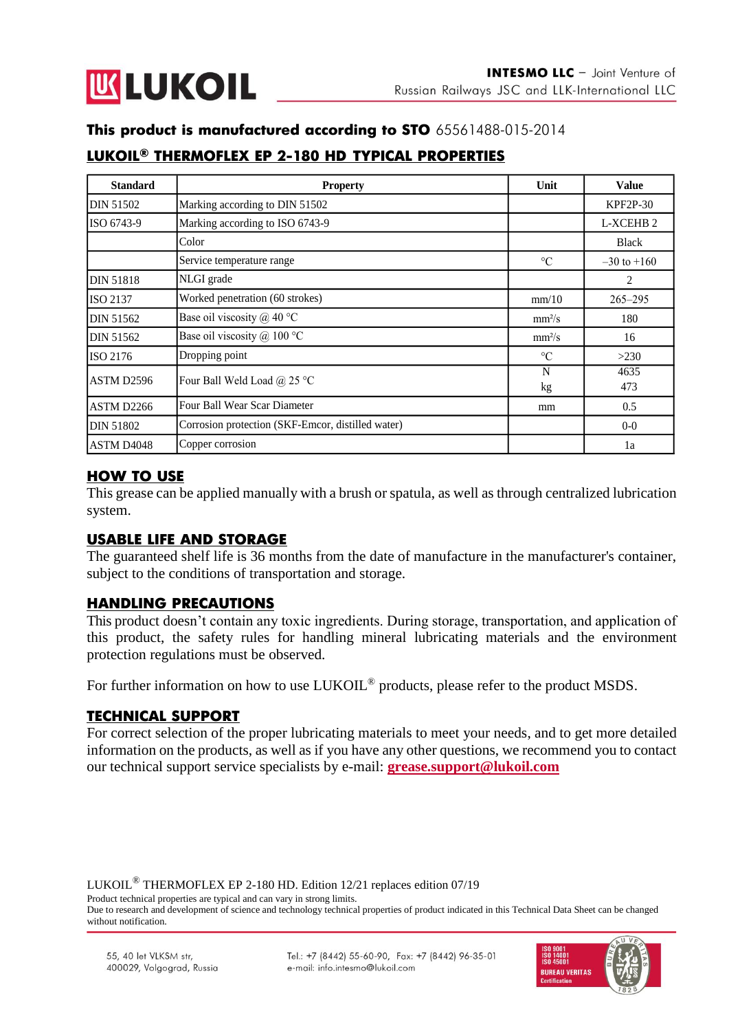**This product is manufactured according to STO** 65561488-015-2014

## LUKOIL® THERMOFLEX EP 2-180 HD TYPICAL PROPERTIES

| Standard | Property | Unit | Value |
|---|---|---|---|
| DIN 51502 | Marking according to DIN 51502 | | KPF2P-30 |
| ISO 6743-9 | Marking according to ISO 6743-9 | | L-XCEHB 2 |
| | Color | | Black |
| | Service temperature range | °C | –30 to +160 |
| DIN 51818 | NLGI grade | | 2 |
| ISO 2137 | Worked penetration (60 strokes) | mm/10 | 265–295 |
| DIN 51562 | Base oil viscosity @ 40 °C | $mm^2/s$ | 180 |
| DIN 51562 | Base oil viscosity @ 100 °C | $mm^2/s$ | 16 |
| ISO 2176 | Dropping point | °C | >230 |
| ASTM D2596 | Four Ball Weld Load @ 25 °C | N<br>kg | 4635<br>473 |
| ASTM D2266 | Four Ball Wear Scar Diameter | mm | 0.5 |
| DIN 51802 | Corrosion protection (SKF-Emcor, distilled water) | | 0-0 |
| ASTM D4048 | Copper corrosion | | 1a |

## HOW TO USE

This grease can be applied manually with a brush or spatula, as well as through centralized lubrication system.

## USABLE LIFE AND STORAGE

The guaranteed shelf life is 36 months from the date of manufacture in the manufacturer's container, subject to the conditions of transportation and storage.

## HANDLING PRECAUTIONS

This product doesn't contain any toxic ingredients. During storage, transportation, and application of this product, the safety rules for handling mineral lubricating materials and the environment protection regulations must be observed.

For further information on how to use LUKOIL® products, please refer to the product MSDS.

## TECHNICAL SUPPORT

For correct selection of the proper lubricating materials to meet your needs, and to get more detailed information on the products, as well as if you have any other questions, we recommend you to contact our technical support service specialists by e-mail: **grease.support@lukoil.com**

LUKOIL® THERMOFLEX EP 2-180 HD. Edition 12/21 replaces edition 07/19

Product technical properties are typical and can vary in strong limits.
Due to research and development of science and technology technical properties of product indicated in this Technical Data Sheet can be changed without notification.